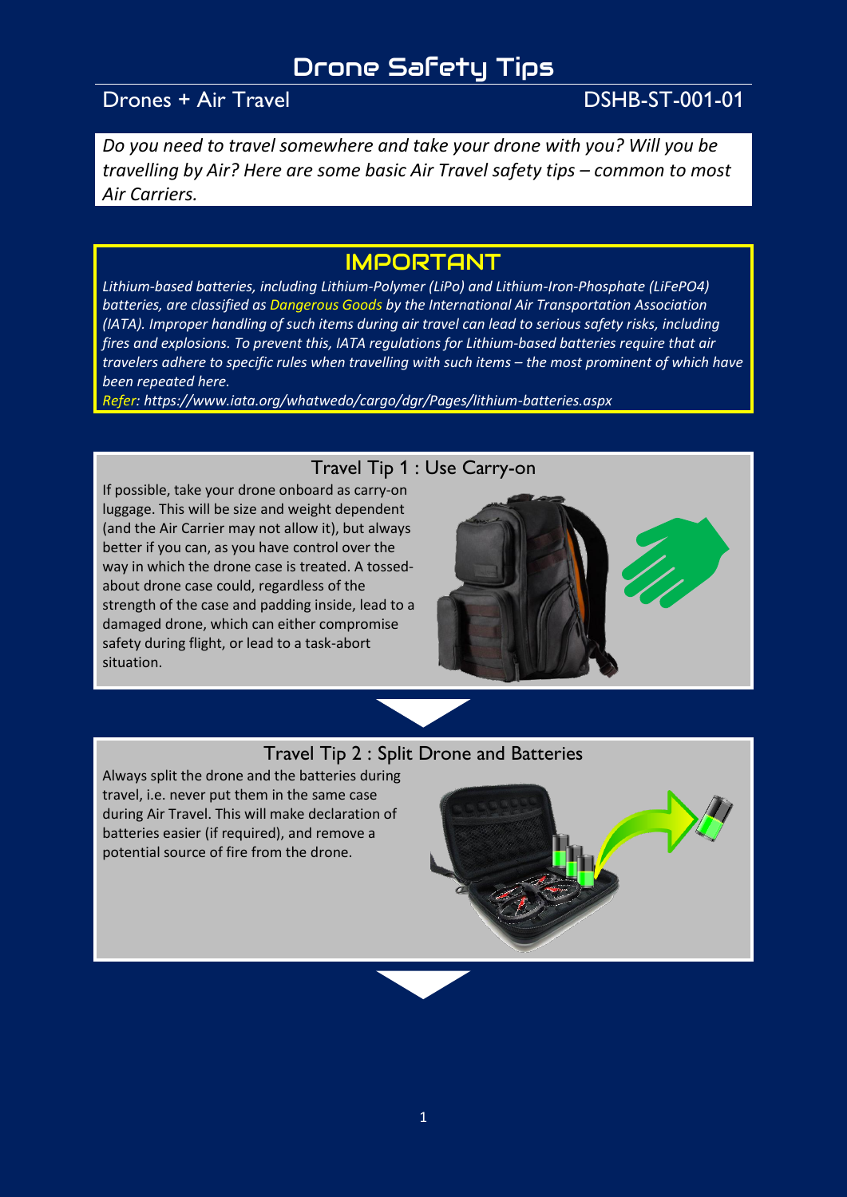# Drone Safety Tips

## Drones + Air Travel

DSHB-ST-001-01

*Do you need to travel somewhere and take your drone with you? Will you be travelling by Air? Here are some basic Air Travel safety tips – common to most Air Carriers.*

## IMPORTANT

*Lithium-based batteries, including Lithium-Polymer (LiPo) and Lithium-Iron-Phosphate (LiFePO4) batteries, are classified as Dangerous Goods by the International Air Transportation Association (IATA). Improper handling of such items during air travel can lead to serious safety risks, including fires and explosions. To prevent this, IATA regulations for Lithium-based batteries require that air travelers adhere to specific rules when travelling with such items – the most prominent of which have been repeated here.*

*Refer: https://www.iata.org/whatwedo/cargo/dgr/Pages/lithium-batteries.aspx*

### Travel Tip 1 : Use Carry-on

If possible, take your drone onboard as carry-on luggage. This will be size and weight dependent (and the Air Carrier may not allow it), but always better if you can, as you have control over the way in which the drone case is treated. A tossed-about drone case could, regardless of the strength of the case and padding inside, lead to a damaged drone, which can either compromise safety during flight, or lead to a task-abort situation.

### Travel Tip 2 : Split Drone and Batteries

Always split the drone and the batteries during travel, i.e. never put them in the same case during Air Travel. This will make declaration of batteries easier (if required), and remove a potential source of fire from the drone.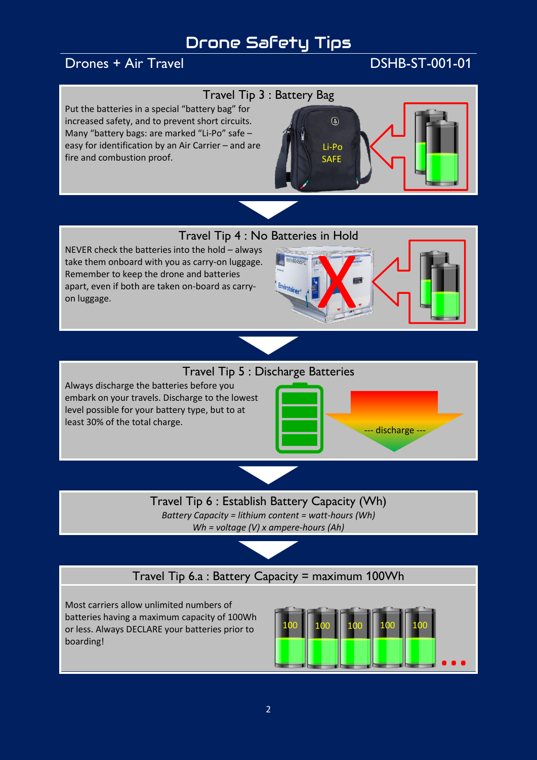# Drone Safety Tips

## Drones + Air Travel

DSHB-ST-001-01

### Travel Tip 3 : Battery Bag

Put the batteries in a special “battery bag” for increased safety, and to prevent short circuits. Many “battery bags: are marked “Li-Po” safe – easy for identification by an Air Carrier – and are fire and combustion proof.

### Travel Tip 4 : No Batteries in Hold

NEVER check the batteries into the hold – always take them onboard with you as carry-on luggage. Remember to keep the drone and batteries apart, even if both are taken on-board as carry-on luggage.

### Travel Tip 5 : Discharge Batteries

Always discharge the batteries before you embark on your travels. Discharge to the lowest level possible for your battery type, but to at least 30% of the total charge.

### Travel Tip 6 : Establish Battery Capacity (Wh)

*Battery Capacity = lithium content = watt-hours (Wh)*

*Wh = voltage (V) x ampere-hours (Ah)*

### Travel Tip 6.a : Battery Capacity = maximum 100Wh

Most carriers allow unlimited numbers of batteries having a maximum capacity of 100Wh or less. Always DECLARE your batteries prior to boarding!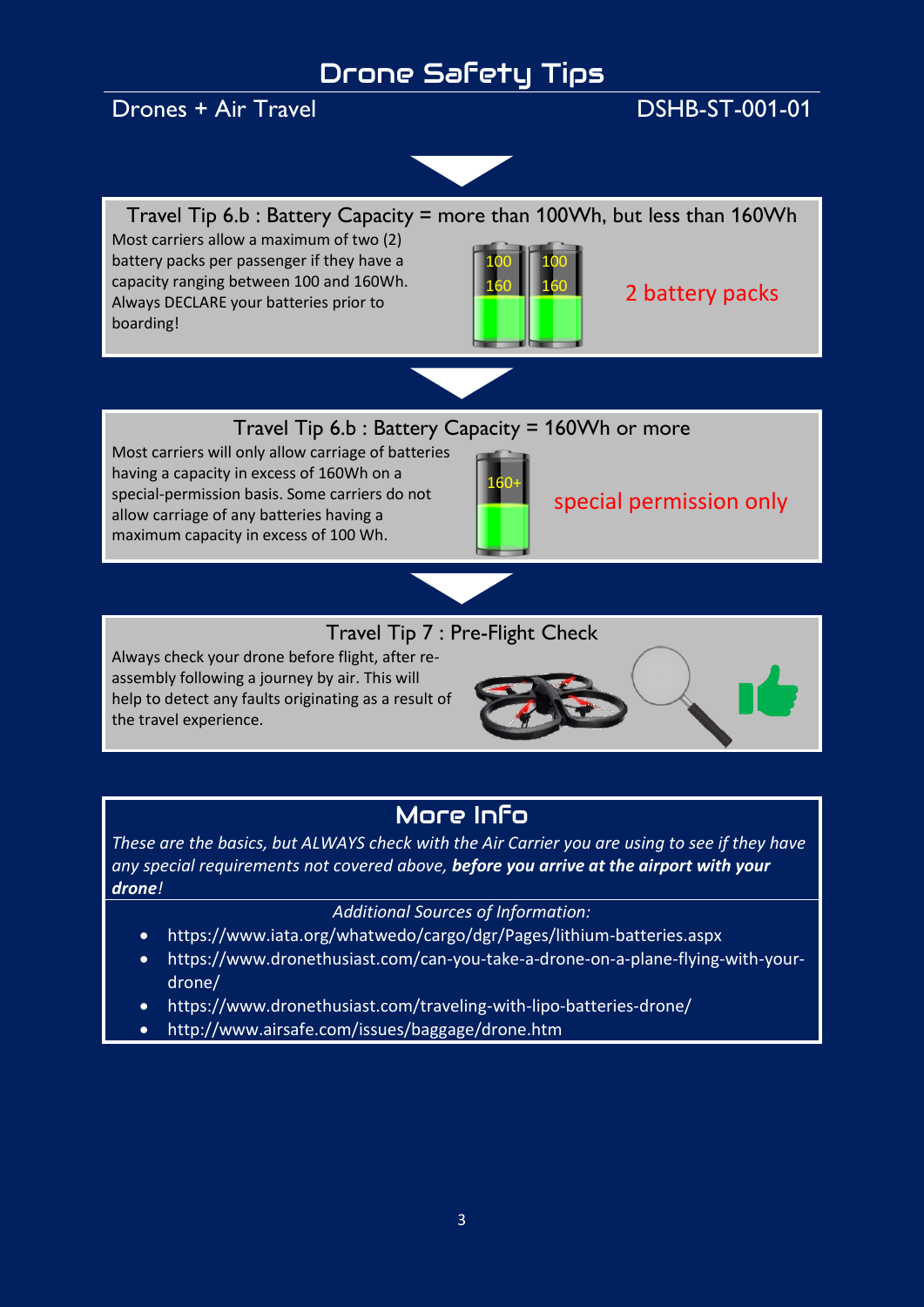# Drone Safety Tips

Drones + Air Travel — DSHB-ST-001-01

## Travel Tip 6.b : Battery Capacity = more than 100Wh, but less than 160Wh

Most carriers allow a maximum of two (2) battery packs per passenger if they have a capacity ranging between 100 and 160Wh. Always DECLARE your batteries prior to boarding!

100 160 100 160

2 battery packs

## Travel Tip 6.b : Battery Capacity = 160Wh or more

Most carriers will only allow carriage of batteries having a capacity in excess of 160Wh on a special-permission basis. Some carriers do not allow carriage of any batteries having a maximum capacity in excess of 100 Wh.

160+

special permission only

## Travel Tip 7 : Pre-Flight Check

Always check your drone before flight, after re-assembly following a journey by air. This will help to detect any faults originating as a result of the travel experience.

## More Info

*These are the basics, but ALWAYS check with the Air Carrier you are using to see if they have any special requirements not covered above,* ***before you arrive at the airport with your drone****!*

*Additional Sources of Information:*

- https://www.iata.org/whatwedo/cargo/dgr/Pages/lithium-batteries.aspx
- https://www.dronethusiast.com/can-you-take-a-drone-on-a-plane-flying-with-your-drone/
- https://www.dronethusiast.com/traveling-with-lipo-batteries-drone/
- http://www.airsafe.com/issues/baggage/drone.htm